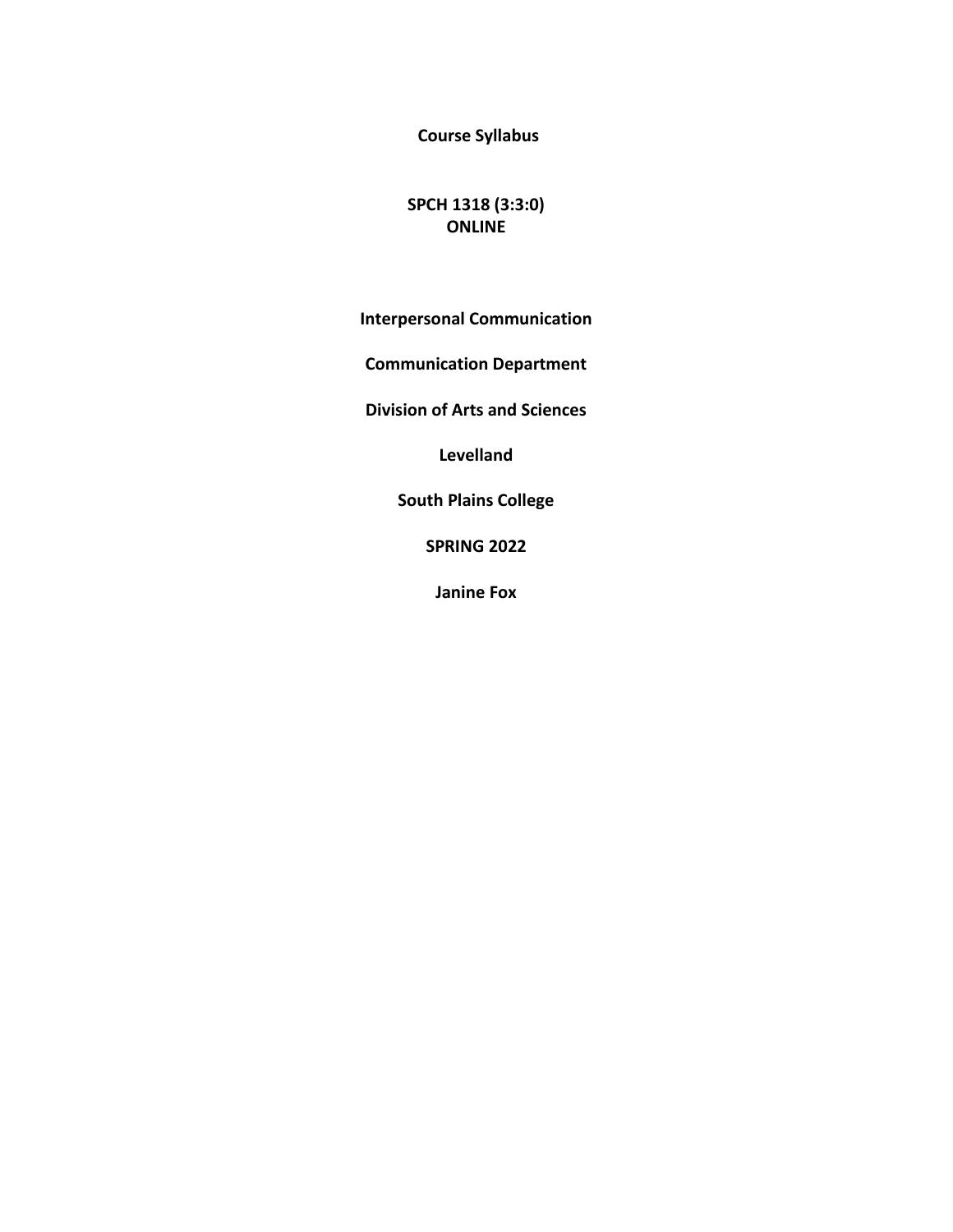**Course Syllabus**

**SPCH 1318 (3:3:0)**
**ONLINE**

**Interpersonal Communication**

**Communication Department**

**Division of Arts and Sciences**

**Levelland**

**South Plains College**

**SPRING 2022**

**Janine Fox**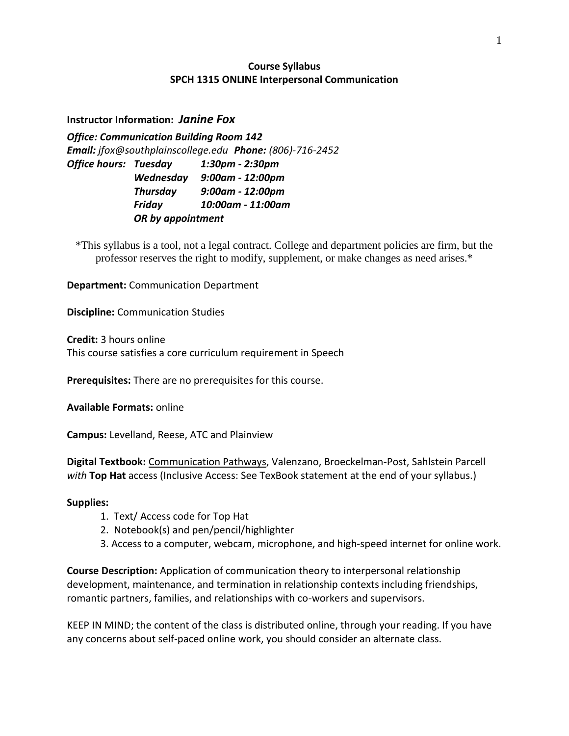**Course Syllabus**
**SPCH 1315 ONLINE Interpersonal Communication**

**Instructor Information:** ***Janine Fox***

***Office: Communication Building Room 142***
***Email:*** *jfox@southplainscollege.edu* ***Phone:*** *(806)-716-2452*
***Office hours:*** ***Tuesday 1:30pm - 2:30pm***
***Wednesday 9:00am - 12:00pm***
***Thursday 9:00am - 12:00pm***
***Friday 10:00am - 11:00am***
***OR by appointment***

\*This syllabus is a tool, not a legal contract. College and department policies are firm, but the professor reserves the right to modify, supplement, or make changes as need arises.\*

**Department:** Communication Department

**Discipline:** Communication Studies

**Credit:** 3 hours online
This course satisfies a core curriculum requirement in Speech

**Prerequisites:** There are no prerequisites for this course.

**Available Formats:** online

**Campus:** Levelland, Reese, ATC and Plainview

**Digital Textbook:** Communication Pathways, Valenzano, Broeckelman-Post, Sahlstein Parcell *with* **Top Hat** access (Inclusive Access: See TexBook statement at the end of your syllabus.)

**Supplies:**

1. Text/ Access code for Top Hat
2. Notebook(s) and pen/pencil/highlighter
3. Access to a computer, webcam, microphone, and high-speed internet for online work.

**Course Description:** Application of communication theory to interpersonal relationship development, maintenance, and termination in relationship contexts including friendships, romantic partners, families, and relationships with co-workers and supervisors.

KEEP IN MIND; the content of the class is distributed online, through your reading. If you have any concerns about self-paced online work, you should consider an alternate class.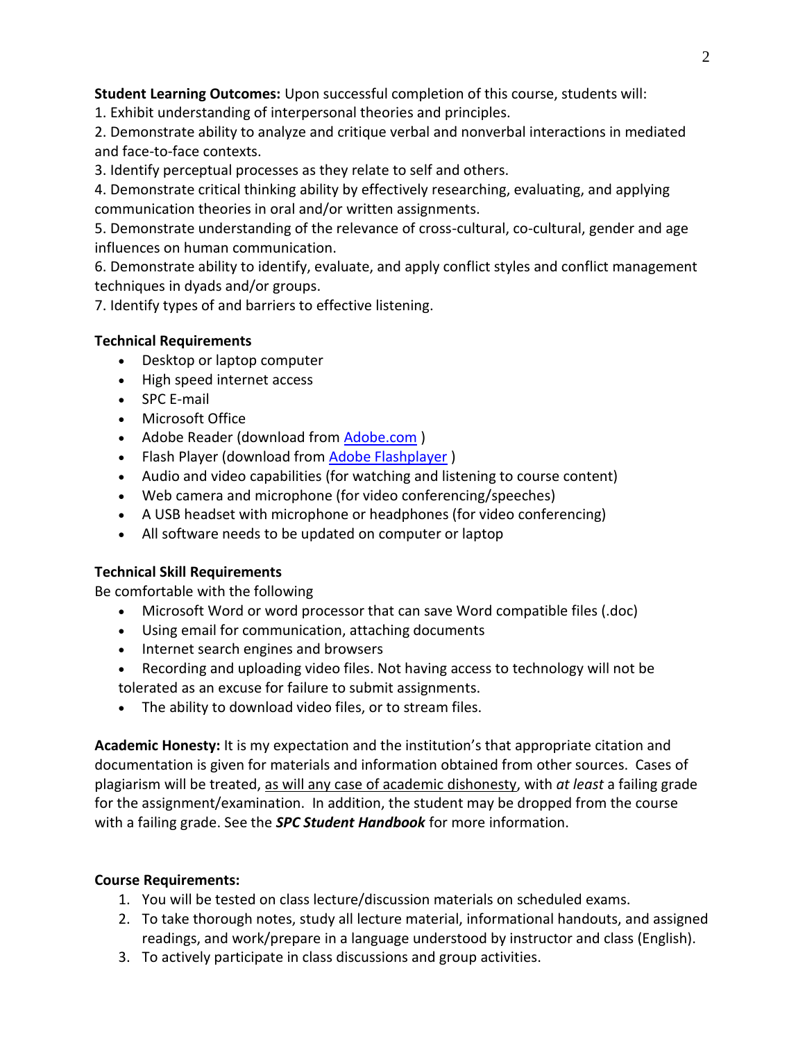**Student Learning Outcomes:** Upon successful completion of this course, students will:

1. Exhibit understanding of interpersonal theories and principles.
2. Demonstrate ability to analyze and critique verbal and nonverbal interactions in mediated and face-to-face contexts.
3. Identify perceptual processes as they relate to self and others.
4. Demonstrate critical thinking ability by effectively researching, evaluating, and applying communication theories in oral and/or written assignments.
5. Demonstrate understanding of the relevance of cross-cultural, co-cultural, gender and age influences on human communication.
6. Demonstrate ability to identify, evaluate, and apply conflict styles and conflict management techniques in dyads and/or groups.
7. Identify types of and barriers to effective listening.

**Technical Requirements**

- Desktop or laptop computer
- High speed internet access
- SPC E-mail
- Microsoft Office
- Adobe Reader (download from Adobe.com )
- Flash Player (download from Adobe Flashplayer )
- Audio and video capabilities (for watching and listening to course content)
- Web camera and microphone (for video conferencing/speeches)
- A USB headset with microphone or headphones (for video conferencing)
- All software needs to be updated on computer or laptop

**Technical Skill Requirements**

Be comfortable with the following

- Microsoft Word or word processor that can save Word compatible files (.doc)
- Using email for communication, attaching documents
- Internet search engines and browsers
- Recording and uploading video files. Not having access to technology will not be tolerated as an excuse for failure to submit assignments.
- The ability to download video files, or to stream files.

**Academic Honesty:** It is my expectation and the institution's that appropriate citation and documentation is given for materials and information obtained from other sources. Cases of plagiarism will be treated, as will any case of academic dishonesty, with *at least* a failing grade for the assignment/examination. In addition, the student may be dropped from the course with a failing grade. See the ***SPC Student Handbook*** for more information.

**Course Requirements:**

1. You will be tested on class lecture/discussion materials on scheduled exams.
2. To take thorough notes, study all lecture material, informational handouts, and assigned readings, and work/prepare in a language understood by instructor and class (English).
3. To actively participate in class discussions and group activities.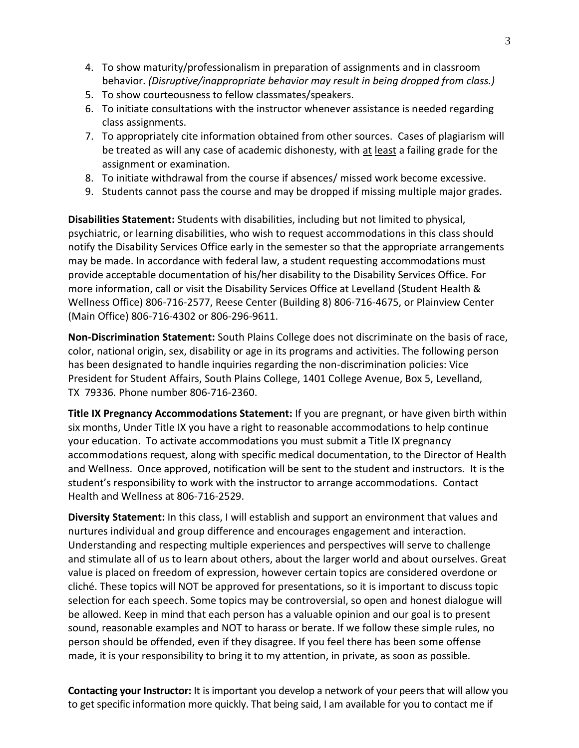4. To show maturity/professionalism in preparation of assignments and in classroom behavior. *(Disruptive/inappropriate behavior may result in being dropped from class.)*
5. To show courteousness to fellow classmates/speakers.
6. To initiate consultations with the instructor whenever assistance is needed regarding class assignments.
7. To appropriately cite information obtained from other sources. Cases of plagiarism will be treated as will any case of academic dishonesty, with <u>at</u> <u>least</u> a failing grade for the assignment or examination.
8. To initiate withdrawal from the course if absences/ missed work become excessive.
9. Students cannot pass the course and may be dropped if missing multiple major grades.

**Disabilities Statement:** Students with disabilities, including but not limited to physical, psychiatric, or learning disabilities, who wish to request accommodations in this class should notify the Disability Services Office early in the semester so that the appropriate arrangements may be made. In accordance with federal law, a student requesting accommodations must provide acceptable documentation of his/her disability to the Disability Services Office. For more information, call or visit the Disability Services Office at Levelland (Student Health & Wellness Office) 806-716-2577, Reese Center (Building 8) 806-716-4675, or Plainview Center (Main Office) 806-716-4302 or 806-296-9611.

**Non-Discrimination Statement:** South Plains College does not discriminate on the basis of race, color, national origin, sex, disability or age in its programs and activities. The following person has been designated to handle inquiries regarding the non-discrimination policies: Vice President for Student Affairs, South Plains College, 1401 College Avenue, Box 5, Levelland, TX 79336. Phone number 806-716-2360.

**Title IX Pregnancy Accommodations Statement:** If you are pregnant, or have given birth within six months, Under Title IX you have a right to reasonable accommodations to help continue your education. To activate accommodations you must submit a Title IX pregnancy accommodations request, along with specific medical documentation, to the Director of Health and Wellness. Once approved, notification will be sent to the student and instructors. It is the student's responsibility to work with the instructor to arrange accommodations. Contact Health and Wellness at 806-716-2529.

**Diversity Statement:** In this class, I will establish and support an environment that values and nurtures individual and group difference and encourages engagement and interaction. Understanding and respecting multiple experiences and perspectives will serve to challenge and stimulate all of us to learn about others, about the larger world and about ourselves. Great value is placed on freedom of expression, however certain topics are considered overdone or cliché. These topics will NOT be approved for presentations, so it is important to discuss topic selection for each speech. Some topics may be controversial, so open and honest dialogue will be allowed. Keep in mind that each person has a valuable opinion and our goal is to present sound, reasonable examples and NOT to harass or berate. If we follow these simple rules, no person should be offended, even if they disagree. If you feel there has been some offense made, it is your responsibility to bring it to my attention, in private, as soon as possible.

**Contacting your Instructor:** It is important you develop a network of your peers that will allow you to get specific information more quickly. That being said, I am available for you to contact me if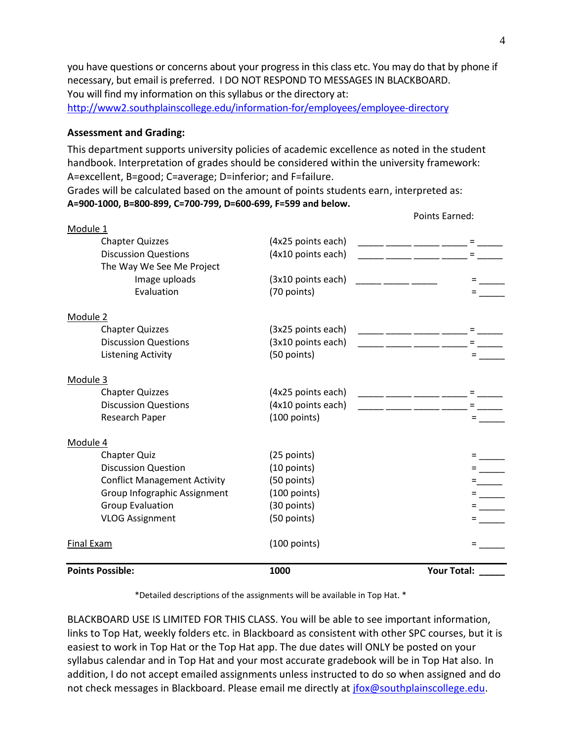you have questions or concerns about your progress in this class etc. You may do that by phone if necessary, but email is preferred. I DO NOT RESPOND TO MESSAGES IN BLACKBOARD.
You will find my information on this syllabus or the directory at:
http://www2.southplainscollege.edu/information-for/employees/employee-directory

**Assessment and Grading:**

This department supports university policies of academic excellence as noted in the student handbook. Interpretation of grades should be considered within the university framework: A=excellent, B=good; C=average; D=inferior; and F=failure.
Grades will be calculated based on the amount of points students earn, interpreted as:
**A=900-1000, B=800-899, C=700-799, D=600-699, F=599 and below.**

| | | | Points Earned: |
|---|---|---|---|
| Module 1 | | | |
| Chapter Quizzes | (4x25 points each) | _____ _____ _____ _____ | = _____ |
| Discussion Questions | (4x10 points each) | _____ _____ _____ _____ | = _____ |
| The Way We See Me Project | | | |
| Image uploads | (3x10 points each) | _____ _____ _____ | = _____ |
| Evaluation | (70 points) | | = _____ |
| Module 2 | | | |
| Chapter Quizzes | (3x25 points each) | _____ _____ _____ _____ | = _____ |
| Discussion Questions | (3x10 points each) | _____ _____ _____ _____ | = _____ |
| Listening Activity | (50 points) | | = _____ |
| Module 3 | | | |
| Chapter Quizzes | (4x25 points each) | _____ _____ _____ _____ | = _____ |
| Discussion Questions | (4x10 points each) | _____ _____ _____ _____ | = _____ |
| Research Paper | (100 points) | | = _____ |
| Module 4 | | | |
| Chapter Quiz | (25 points) | | = _____ |
| Discussion Question | (10 points) | | = _____ |
| Conflict Management Activity | (50 points) | | = _____ |
| Group Infographic Assignment | (100 points) | | = _____ |
| Group Evaluation | (30 points) | | = _____ |
| VLOG Assignment | (50 points) | | = _____ |
| Final Exam | (100 points) | | = _____ |
| **Points Possible:** | **1000** | | **Your Total:** _____ |

*Detailed descriptions of the assignments will be available in Top Hat. *

BLACKBOARD USE IS LIMITED FOR THIS CLASS. You will be able to see important information, links to Top Hat, weekly folders etc. in Blackboard as consistent with other SPC courses, but it is easiest to work in Top Hat or the Top Hat app. The due dates will ONLY be posted on your syllabus calendar and in Top Hat and your most accurate gradebook will be in Top Hat also. In addition, I do not accept emailed assignments unless instructed to do so when assigned and do not check messages in Blackboard. Please email me directly at jfox@southplainscollege.edu.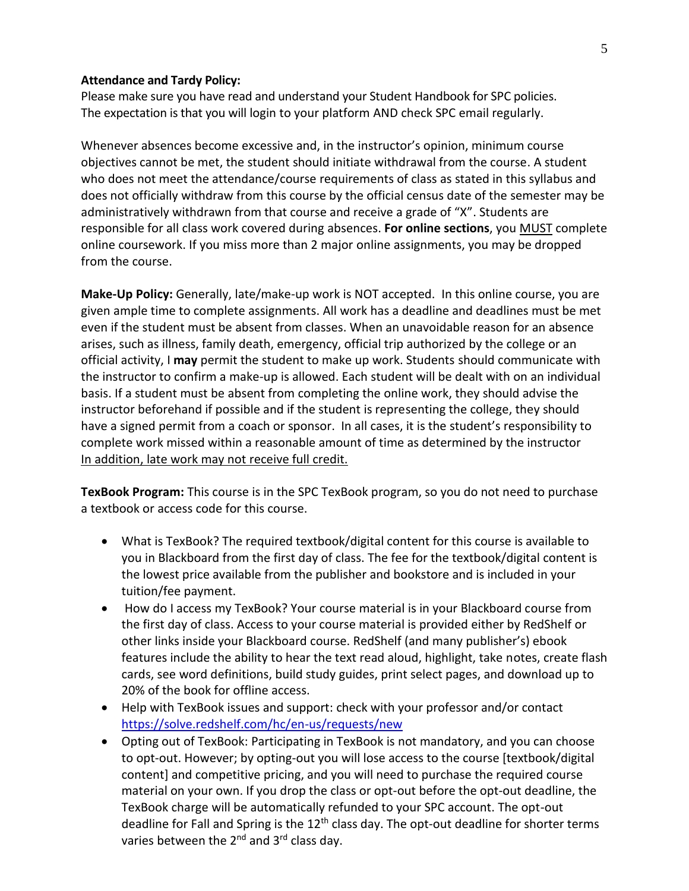**Attendance and Tardy Policy:**
Please make sure you have read and understand your Student Handbook for SPC policies. The expectation is that you will login to your platform AND check SPC email regularly.

Whenever absences become excessive and, in the instructor's opinion, minimum course objectives cannot be met, the student should initiate withdrawal from the course. A student who does not meet the attendance/course requirements of class as stated in this syllabus and does not officially withdraw from this course by the official census date of the semester may be administratively withdrawn from that course and receive a grade of "X". Students are responsible for all class work covered during absences. **For online sections**, you MUST complete online coursework. If you miss more than 2 major online assignments, you may be dropped from the course.

**Make-Up Policy:** Generally, late/make-up work is NOT accepted. In this online course, you are given ample time to complete assignments. All work has a deadline and deadlines must be met even if the student must be absent from classes. When an unavoidable reason for an absence arises, such as illness, family death, emergency, official trip authorized by the college or an official activity, I **may** permit the student to make up work. Students should communicate with the instructor to confirm a make-up is allowed. Each student will be dealt with on an individual basis. If a student must be absent from completing the online work, they should advise the instructor beforehand if possible and if the student is representing the college, they should have a signed permit from a coach or sponsor. In all cases, it is the student's responsibility to complete work missed within a reasonable amount of time as determined by the instructor In addition, late work may not receive full credit.

**TexBook Program:** This course is in the SPC TexBook program, so you do not need to purchase a textbook or access code for this course.

- What is TexBook? The required textbook/digital content for this course is available to you in Blackboard from the first day of class. The fee for the textbook/digital content is the lowest price available from the publisher and bookstore and is included in your tuition/fee payment.
- How do I access my TexBook? Your course material is in your Blackboard course from the first day of class. Access to your course material is provided either by RedShelf or other links inside your Blackboard course. RedShelf (and many publisher's) ebook features include the ability to hear the text read aloud, highlight, take notes, create flash cards, see word definitions, build study guides, print select pages, and download up to 20% of the book for offline access.
- Help with TexBook issues and support: check with your professor and/or contact https://solve.redshelf.com/hc/en-us/requests/new
- Opting out of TexBook: Participating in TexBook is not mandatory, and you can choose to opt-out. However; by opting-out you will lose access to the course [textbook/digital content] and competitive pricing, and you will need to purchase the required course material on your own. If you drop the class or opt-out before the opt-out deadline, the TexBook charge will be automatically refunded to your SPC account. The opt-out deadline for Fall and Spring is the 12th class day. The opt-out deadline for shorter terms varies between the 2nd and 3rd class day.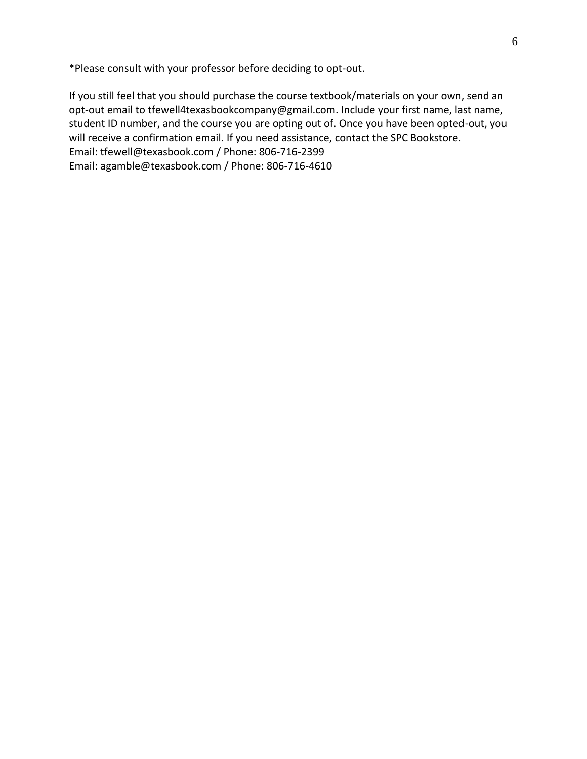*Please consult with your professor before deciding to opt-out.

If you still feel that you should purchase the course textbook/materials on your own, send an opt-out email to tfewell4texasbookcompany@gmail.com. Include your first name, last name, student ID number, and the course you are opting out of. Once you have been opted-out, you will receive a confirmation email. If you need assistance, contact the SPC Bookstore.
Email: tfewell@texasbook.com / Phone: 806-716-2399
Email: agamble@texasbook.com / Phone: 806-716-4610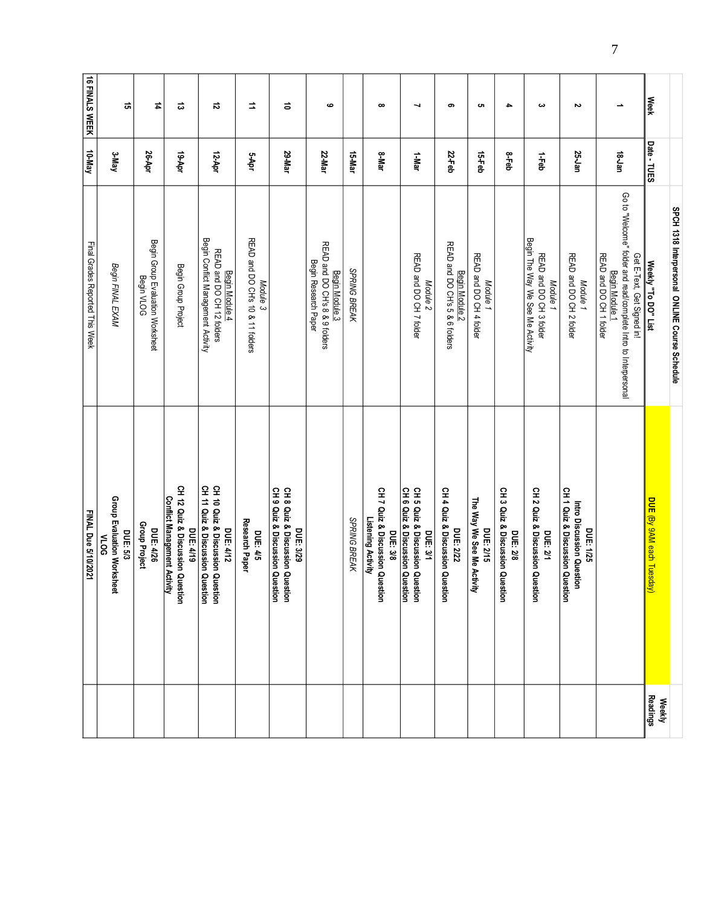| | | SPCH 1318 Interpersonal ONLINE Course Schedule | | |
|---|---|---|---|---|
| Week | Date - TUES | Weekly "To DO" List | DUE (By 9AM each Tuesday) | Weekly Readings |
| 1 | 18-Jan | Get E-Text. Get Signed in! Go to "Welcome" folder and read/complete Intro to Interpersonal Begin Module 1 READ and DO CH 1 folder | | |
| 2 | 25-Jan | *Module 1* READ and DO CH 2 folder | DUE: 1/25 **Intro Discussion Question** **CH 1 Quiz & Discussion Question** | |
| 3 | 1-Feb | *Module 1* READ and DO CH 3 folder Begin The Way We See Me Activity | DUE: 2/1 **CH 2 Quiz & Discussion Question** | |
| 4 | 8-Feb | | DUE: 2/8 **CH 3 Quiz & Discussion Question** | |
| 5 | 15-Feb | *Module 1* READ and DO CH 4 folder | DUE: 2/15 **The Way We See Me Activity** | |
| 6 | 22-Feb | Begin Module 2 READ and DO CH's 5 & 6 folders | DUE: 2/22 **CH 4 Quiz & Discussion Question** | |
| 7 | 1-Mar | *Module 2* READ and DO CH 7 folder | DUE: 3/1 **CH 5 Quiz & Discussion Question** **CH 6 Quiz & Discussion Question** | |
| 8 | 8-Mar | | DUE: 3/8 **CH 7 Quiz & Discussion Question** **Listening Activity** | |
| | 15-Mar | *SPRING BREAK* | *SPRING BREAK* | |
| 9 | 22-Mar | Begin Module 3 READ and DO CH's 8 & 9 folders Begin Research Paper | | |
| 10 | 29-Mar | | DUE: 3/29 **CH 8 Quiz & Discussion Question** **CH 9 Quiz & Discussion Question** | |
| 11 | 5-Apr | *Module 3* READ and DO CHs 10 & 11 folders | DUE: 4/5 **Research Paper** | |
| 12 | 12-Apr | Begin Module 4 READ and DO CH 12 folders Begin Conflict Management Activity | DUE: 4/12 **CH 10 Quiz & Discussion Question** **CH 11 Quiz & Discussion Question** | |
| 13 | 19-Apr | Begin Group Project | DUE: 4/19 **CH 12 Quiz & Discussion Question** **Conflict Management Activity** | |
| 14 | 26-Apr | Begin Group Evaluation Worksheet Begin VLOG | DUE: 4/26 **Group Project** | |
| 15 | 3-May | *Begin FINAL EXAM* | DUE: 5/3 **Group Evaluation Worksheet** **VLOG** | |
| 16 FINALS WEEK | 10-May | Final Grades Reported This Week | **FINAL Due 5/10/2021** | |